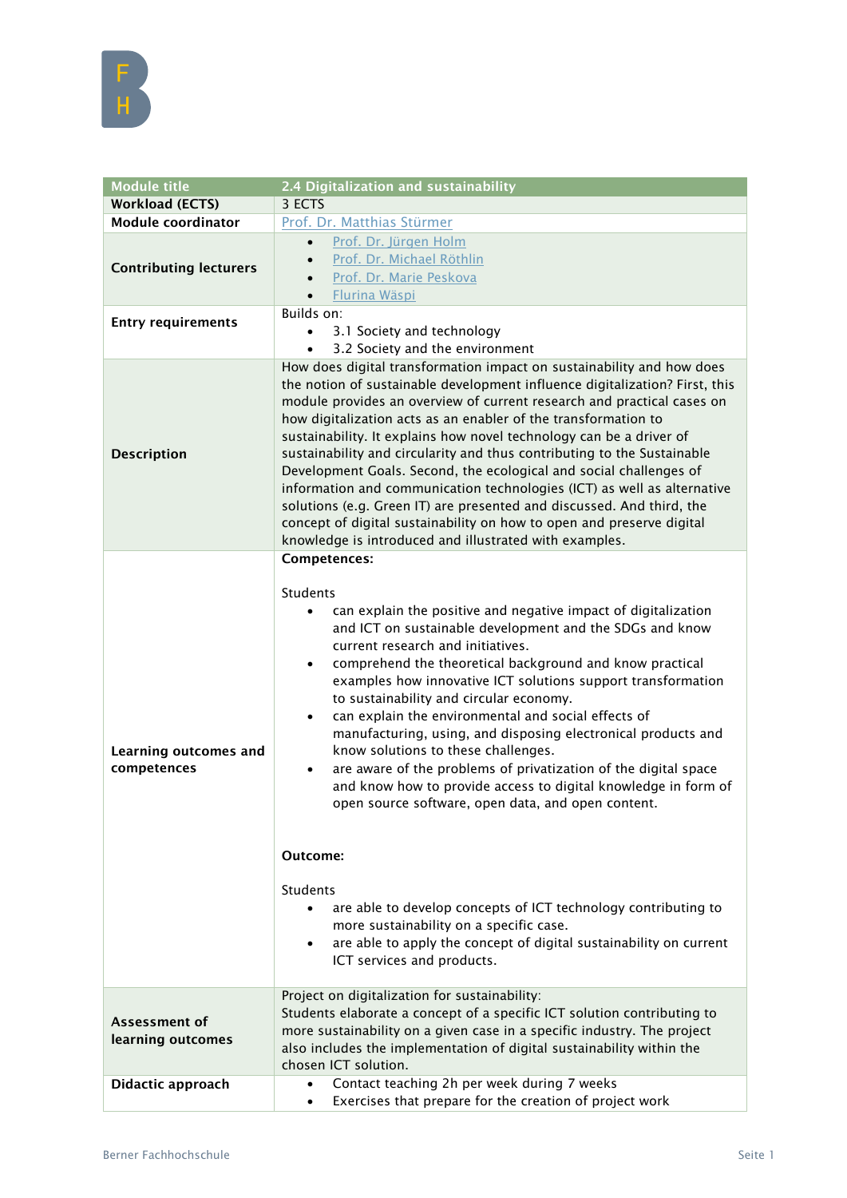| Module title | 2.4 Digitalization and sustainability |
| --- | --- |
| **Workload (ECTS)** | 3 ECTS |
| **Module coordinator** | Prof. Dr. Matthias Stürmer |
| **Contributing lecturers** | • Prof. Dr. Jürgen Holm<br>• Prof. Dr. Michael Röthlin<br>• Prof. Dr. Marie Peskova<br>• Flurina Wäspi |
| **Entry requirements** | Builds on:<br>• 3.1 Society and technology<br>• 3.2 Society and the environment |
| **Description** | How does digital transformation impact on sustainability and how does the notion of sustainable development influence digitalization? First, this module provides an overview of current research and practical cases on how digitalization acts as an enabler of the transformation to sustainability. It explains how novel technology can be a driver of sustainability and circularity and thus contributing to the Sustainable Development Goals. Second, the ecological and social challenges of information and communication technologies (ICT) as well as alternative solutions (e.g. Green IT) are presented and discussed. And third, the concept of digital sustainability on how to open and preserve digital knowledge is introduced and illustrated with examples. |
| **Learning outcomes and competences** | **Competences:**<br><br>Students<br>• can explain the positive and negative impact of digitalization and ICT on sustainable development and the SDGs and know current research and initiatives.<br>• comprehend the theoretical background and know practical examples how innovative ICT solutions support transformation to sustainability and circular economy.<br>• can explain the environmental and social effects of manufacturing, using, and disposing electronical products and know solutions to these challenges.<br>• are aware of the problems of privatization of the digital space and know how to provide access to digital knowledge in form of open source software, open data, and open content.<br><br>**Outcome:**<br><br>Students<br>• are able to develop concepts of ICT technology contributing to more sustainability on a specific case.<br>• are able to apply the concept of digital sustainability on current ICT services and products. |
| **Assessment of learning outcomes** | Project on digitalization for sustainability:<br>Students elaborate a concept of a specific ICT solution contributing to more sustainability on a given case in a specific industry. The project also includes the implementation of digital sustainability within the chosen ICT solution. |
| **Didactic approach** | • Contact teaching 2h per week during 7 weeks<br>• Exercises that prepare for the creation of project work |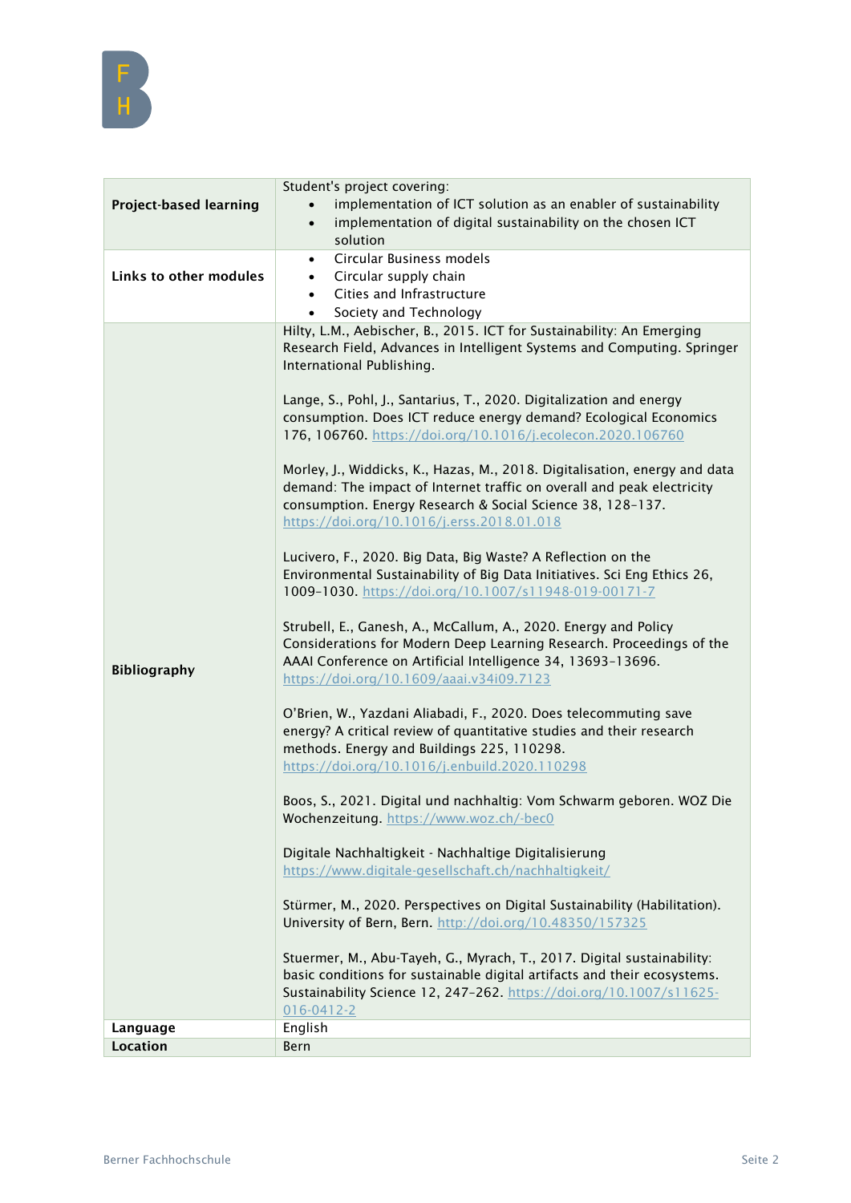| | |
|---|---|
| **Project-based learning** | Student's project covering:<br>• implementation of ICT solution as an enabler of sustainability<br>• implementation of digital sustainability on the chosen ICT solution |
| **Links to other modules** | • Circular Business models<br>• Circular supply chain<br>• Cities and Infrastructure<br>• Society and Technology |
| **Bibliography** | Hilty, L.M., Aebischer, B., 2015. ICT for Sustainability: An Emerging Research Field, Advances in Intelligent Systems and Computing. Springer International Publishing.<br><br>Lange, S., Pohl, J., Santarius, T., 2020. Digitalization and energy consumption. Does ICT reduce energy demand? Ecological Economics 176, 106760. https://doi.org/10.1016/j.ecolecon.2020.106760<br><br>Morley, J., Widdicks, K., Hazas, M., 2018. Digitalisation, energy and data demand: The impact of Internet traffic on overall and peak electricity consumption. Energy Research & Social Science 38, 128–137. https://doi.org/10.1016/j.erss.2018.01.018<br><br>Lucivero, F., 2020. Big Data, Big Waste? A Reflection on the Environmental Sustainability of Big Data Initiatives. Sci Eng Ethics 26, 1009–1030. https://doi.org/10.1007/s11948-019-00171-7<br><br>Strubell, E., Ganesh, A., McCallum, A., 2020. Energy and Policy Considerations for Modern Deep Learning Research. Proceedings of the AAAI Conference on Artificial Intelligence 34, 13693–13696. https://doi.org/10.1609/aaai.v34i09.7123<br><br>O'Brien, W., Yazdani Aliabadi, F., 2020. Does telecommuting save energy? A critical review of quantitative studies and their research methods. Energy and Buildings 225, 110298. https://doi.org/10.1016/j.enbuild.2020.110298<br><br>Boos, S., 2021. Digital und nachhaltig: Vom Schwarm geboren. WOZ Die Wochenzeitung. https://www.woz.ch/-bec0<br><br>Digitale Nachhaltigkeit - Nachhaltige Digitalisierung https://www.digitale-gesellschaft.ch/nachhaltigkeit/<br><br>Stürmer, M., 2020. Perspectives on Digital Sustainability (Habilitation). University of Bern, Bern. http://doi.org/10.48350/157325<br><br>Stuermer, M., Abu-Tayeh, G., Myrach, T., 2017. Digital sustainability: basic conditions for sustainable digital artifacts and their ecosystems. Sustainability Science 12, 247–262. https://doi.org/10.1007/s11625-016-0412-2 |
| **Language** | English |
| **Location** | Bern |